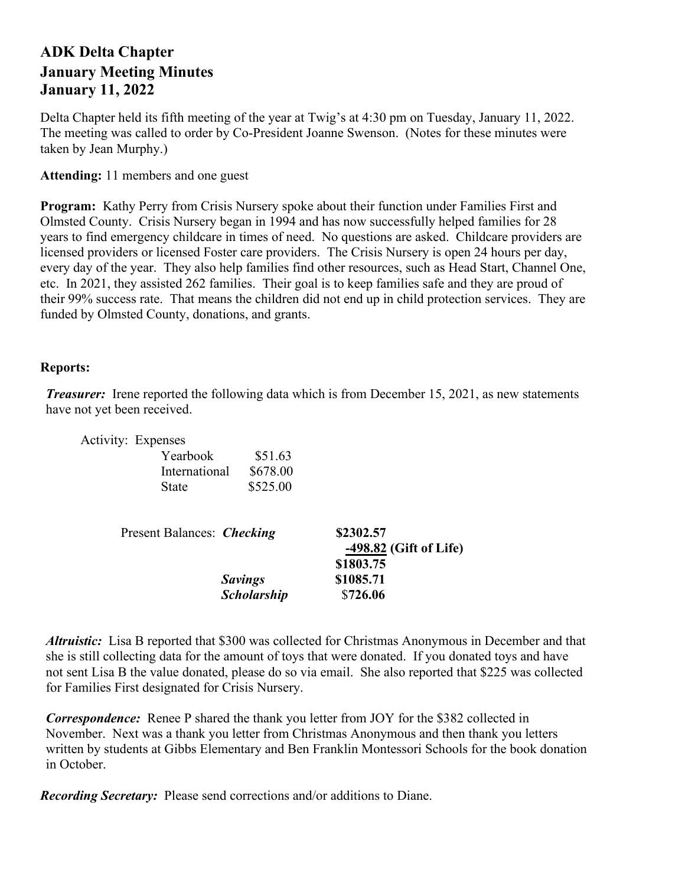# ADK Delta Chapter
# January Meeting Minutes
# January 11, 2022

Delta Chapter held its fifth meeting of the year at Twig's at 4:30 pm on Tuesday, January 11, 2022. The meeting was called to order by Co-President Joanne Swenson. (Notes for these minutes were taken by Jean Murphy.)

**Attending:** 11 members and one guest

**Program:** Kathy Perry from Crisis Nursery spoke about their function under Families First and Olmsted County. Crisis Nursery began in 1994 and has now successfully helped families for 28 years to find emergency childcare in times of need. No questions are asked. Childcare providers are licensed providers or licensed Foster care providers. The Crisis Nursery is open 24 hours per day, every day of the year. They also help families find other resources, such as Head Start, Channel One, etc. In 2021, they assisted 262 families. Their goal is to keep families safe and they are proud of their 99% success rate. That means the children did not end up in child protection services. They are funded by Olmsted County, donations, and grants.

**Reports:**

***Treasurer:*** Irene reported the following data which is from December 15, 2021, as new statements have not yet been received.

Activity: Expenses

| | |
|---|---|
| Yearbook | $51.63 |
| International | $678.00 |
| State | $525.00 |

| Present Balances: | | |
|---|---|---|
| ***Checking*** | **$2302.57** | |
| | **-498.82** | **(Gift of Life)** |
| | **$1803.75** | |
| ***Savings*** | **$1085.71** | |
| ***Scholarship*** | $**726.06** | |

***Altruistic:*** Lisa B reported that $300 was collected for Christmas Anonymous in December and that she is still collecting data for the amount of toys that were donated. If you donated toys and have not sent Lisa B the value donated, please do so via email. She also reported that $225 was collected for Families First designated for Crisis Nursery.

***Correspondence:*** Renee P shared the thank you letter from JOY for the $382 collected in November. Next was a thank you letter from Christmas Anonymous and then thank you letters written by students at Gibbs Elementary and Ben Franklin Montessori Schools for the book donation in October.

***Recording Secretary:*** Please send corrections and/or additions to Diane.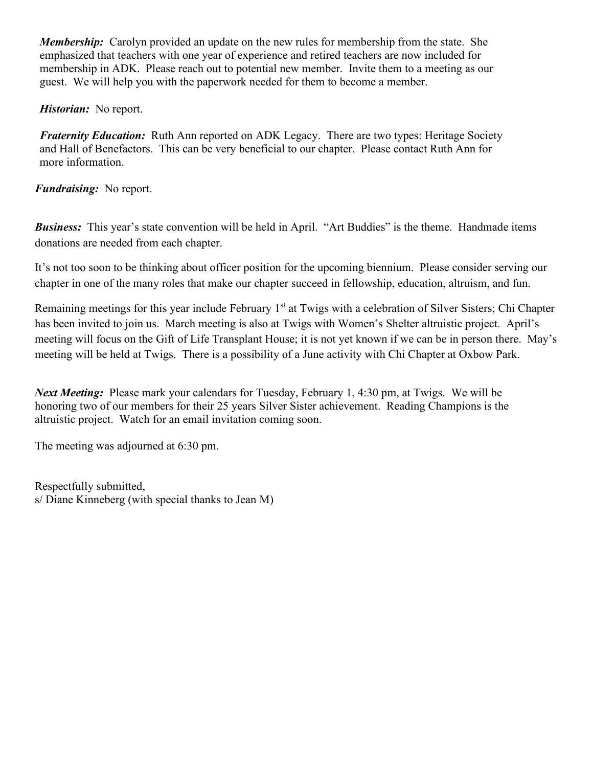***Membership:*** Carolyn provided an update on the new rules for membership from the state. She emphasized that teachers with one year of experience and retired teachers are now included for membership in ADK. Please reach out to potential new member. Invite them to a meeting as our guest. We will help you with the paperwork needed for them to become a member.

***Historian:*** No report.

***Fraternity Education:*** Ruth Ann reported on ADK Legacy. There are two types: Heritage Society and Hall of Benefactors. This can be very beneficial to our chapter. Please contact Ruth Ann for more information.

***Fundraising:*** No report.

***Business:*** This year's state convention will be held in April. "Art Buddies" is the theme. Handmade items donations are needed from each chapter.

It's not too soon to be thinking about officer position for the upcoming biennium. Please consider serving our chapter in one of the many roles that make our chapter succeed in fellowship, education, altruism, and fun.

Remaining meetings for this year include February 1st at Twigs with a celebration of Silver Sisters; Chi Chapter has been invited to join us. March meeting is also at Twigs with Women's Shelter altruistic project. April's meeting will focus on the Gift of Life Transplant House; it is not yet known if we can be in person there. May's meeting will be held at Twigs. There is a possibility of a June activity with Chi Chapter at Oxbow Park.

***Next Meeting:*** Please mark your calendars for Tuesday, February 1, 4:30 pm, at Twigs. We will be honoring two of our members for their 25 years Silver Sister achievement. Reading Champions is the altruistic project. Watch for an email invitation coming soon.

The meeting was adjourned at 6:30 pm.

Respectfully submitted,
s/ Diane Kinneberg (with special thanks to Jean M)